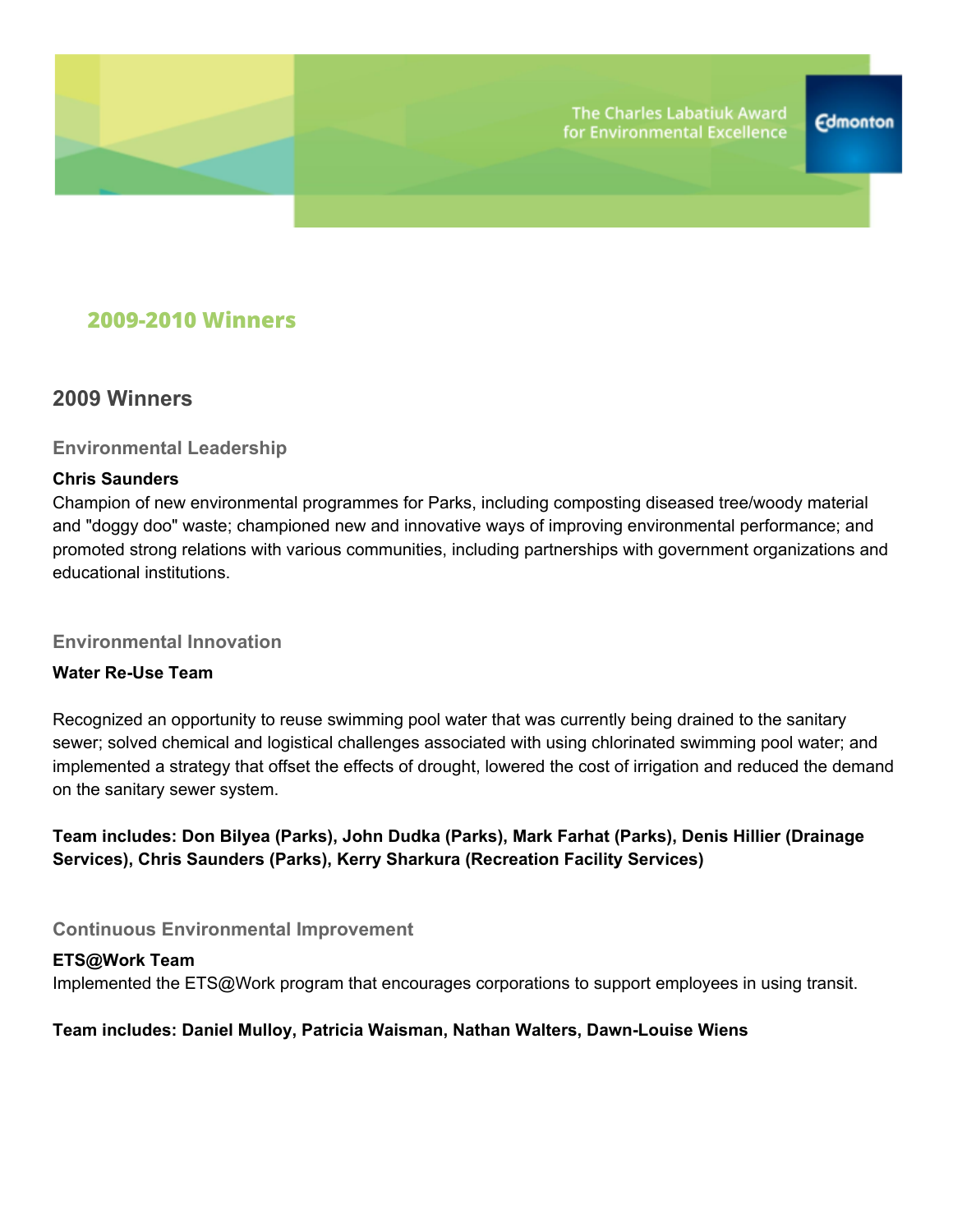The Charles Labatiuk Award for Environmental Excellence

Edmonton

# 2009-2010 Winners

## 2009 Winners

### Environmental Leadership

**Chris Saunders**
Champion of new environmental programmes for Parks, including composting diseased tree/woody material and "doggy doo" waste; championed new and innovative ways of improving environmental performance; and promoted strong relations with various communities, including partnerships with government organizations and educational institutions.

### Environmental Innovation

**Water Re-Use Team**

Recognized an opportunity to reuse swimming pool water that was currently being drained to the sanitary sewer; solved chemical and logistical challenges associated with using chlorinated swimming pool water; and implemented a strategy that offset the effects of drought, lowered the cost of irrigation and reduced the demand on the sanitary sewer system.

**Team includes: Don Bilyea (Parks), John Dudka (Parks), Mark Farhat (Parks), Denis Hillier (Drainage Services), Chris Saunders (Parks), Kerry Sharkura (Recreation Facility Services)**

### Continuous Environmental Improvement

**ETS@Work Team**
Implemented the ETS@Work program that encourages corporations to support employees in using transit.

**Team includes: Daniel Mulloy, Patricia Waisman, Nathan Walters, Dawn-Louise Wiens**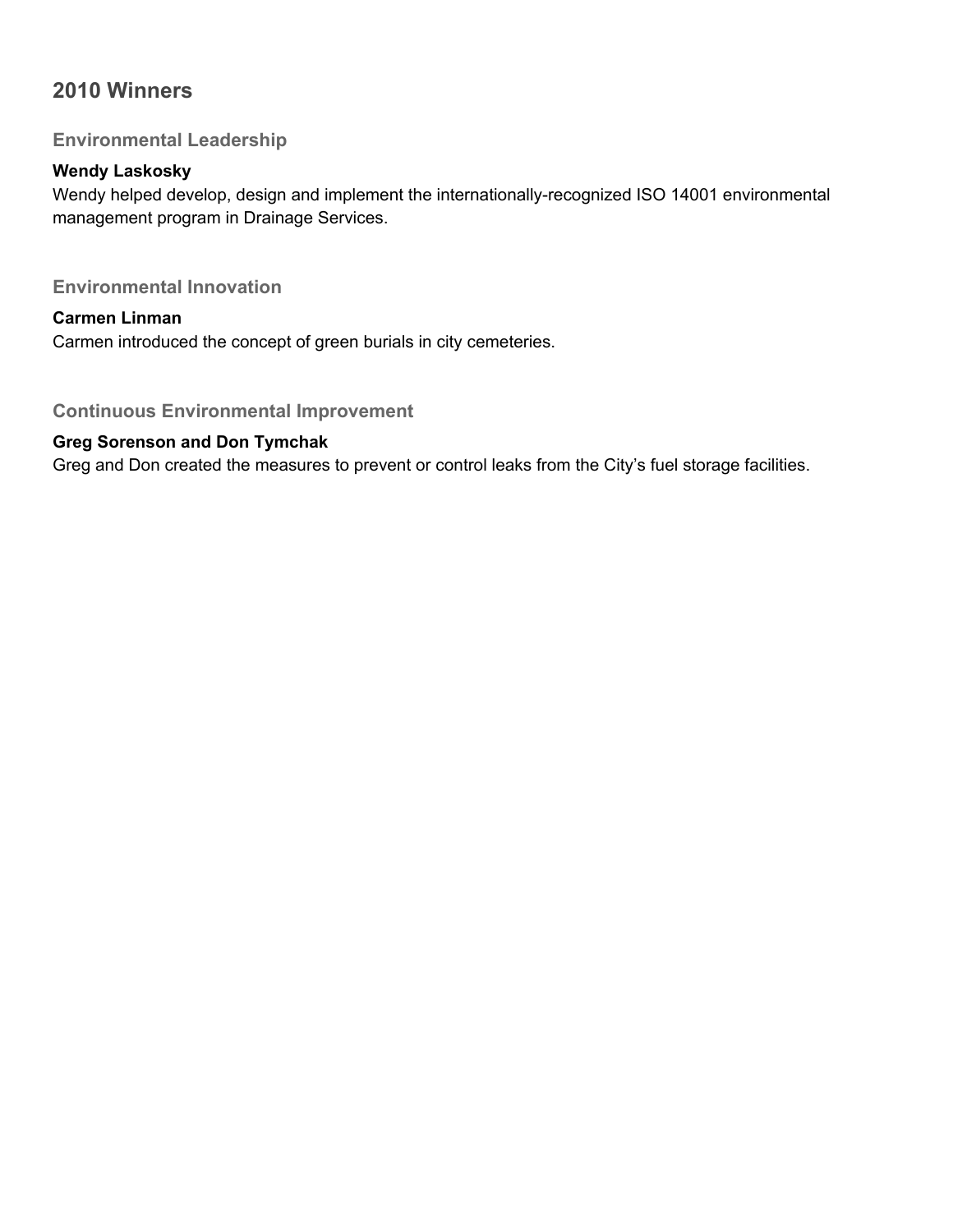## 2010 Winners

### Environmental Leadership

**Wendy Laskosky**
Wendy helped develop, design and implement the internationally-recognized ISO 14001 environmental management program in Drainage Services.

### Environmental Innovation

**Carmen Linman**
Carmen introduced the concept of green burials in city cemeteries.

### Continuous Environmental Improvement

**Greg Sorenson and Don Tymchak**
Greg and Don created the measures to prevent or control leaks from the City's fuel storage facilities.